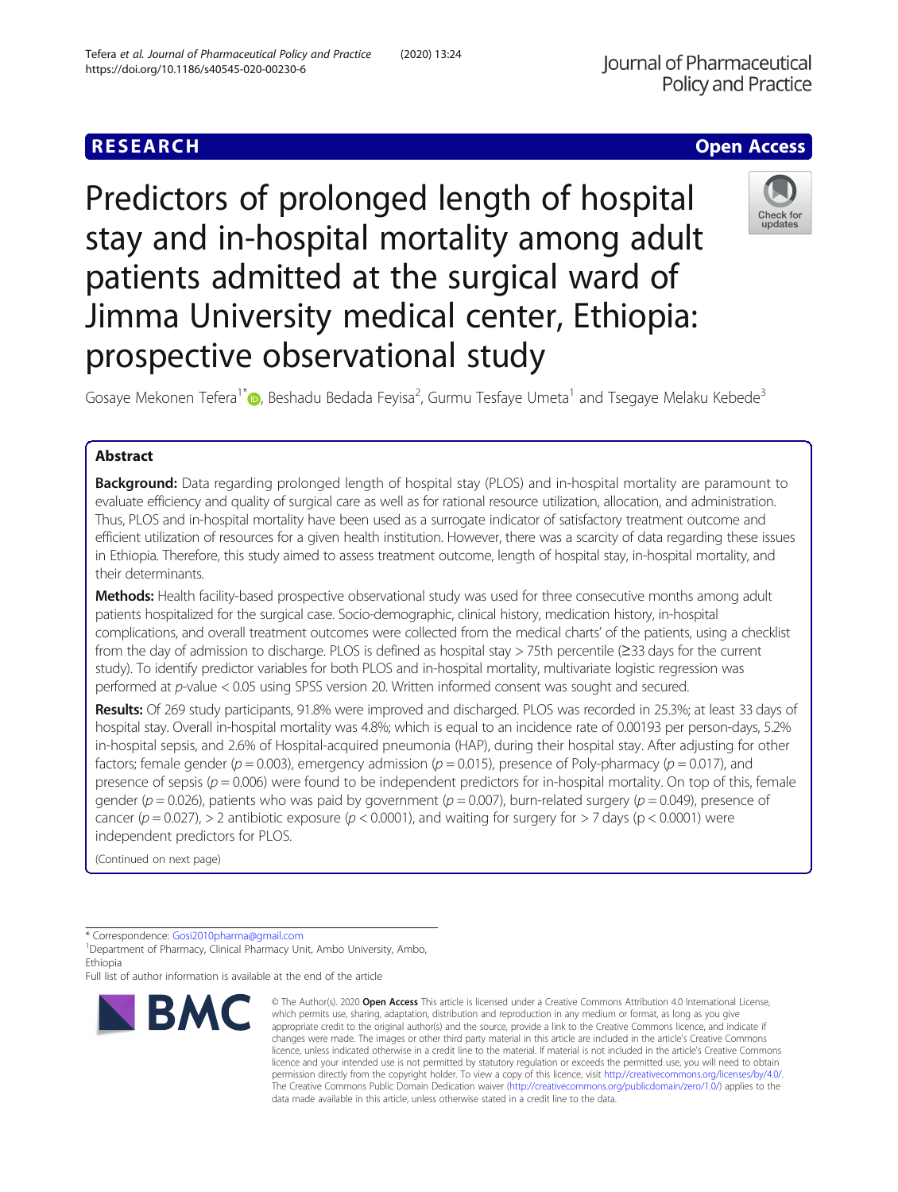RESEARCH Open Access

# Predictors of prolonged length of hospital stay and in-hospital mortality among adult patients admitted at the surgical ward of Jimma University medical center, Ethiopia: prospective observational study

Gosaye Mekonen Tefera[1*], Beshadu Bedada Feyisa[2], Gurmu Tesfaye Umeta[1] and Tsegaye Melaku Kebede[3]

## Abstract

**Background:** Data regarding prolonged length of hospital stay (PLOS) and in-hospital mortality are paramount to evaluate efficiency and quality of surgical care as well as for rational resource utilization, allocation, and administration. Thus, PLOS and in-hospital mortality have been used as a surrogate indicator of satisfactory treatment outcome and efficient utilization of resources for a given health institution. However, there was a scarcity of data regarding these issues in Ethiopia. Therefore, this study aimed to assess treatment outcome, length of hospital stay, in-hospital mortality, and their determinants.

**Methods:** Health facility-based prospective observational study was used for three consecutive months among adult patients hospitalized for the surgical case. Socio-demographic, clinical history, medication history, in-hospital complications, and overall treatment outcomes were collected from the medical charts' of the patients, using a checklist from the day of admission to discharge. PLOS is defined as hospital stay > 75th percentile (≥33 days for the current study). To identify predictor variables for both PLOS and in-hospital mortality, multivariate logistic regression was performed at *p*-value < 0.05 using SPSS version 20. Written informed consent was sought and secured.

**Results:** Of 269 study participants, 91.8% were improved and discharged. PLOS was recorded in 25.3%; at least 33 days of hospital stay. Overall in-hospital mortality was 4.8%; which is equal to an incidence rate of 0.00193 per person-days, 5.2% in-hospital sepsis, and 2.6% of Hospital-acquired pneumonia (HAP), during their hospital stay. After adjusting for other factors; female gender ($p = 0.003$), emergency admission ($p = 0.015$), presence of Poly-pharmacy ($p = 0.017$), and presence of sepsis ($p = 0.006$) were found to be independent predictors for in-hospital mortality. On top of this, female gender ($p = 0.026$), patients who was paid by government ($p = 0.007$), burn-related surgery ($p = 0.049$), presence of cancer ($p = 0.027$), > 2 antibiotic exposure ($p < 0.0001$), and waiting for surgery for > 7 days ($p < 0.0001$) were independent predictors for PLOS.

(Continued on next page)

* Correspondence: Gosi2010pharma@gmail.com
[1]Department of Pharmacy, Clinical Pharmacy Unit, Ambo University, Ambo, Ethiopia
Full list of author information is available at the end of the article

© The Author(s). 2020 **Open Access** This article is licensed under a Creative Commons Attribution 4.0 International License, which permits use, sharing, adaptation, distribution and reproduction in any medium or format, as long as you give appropriate credit to the original author(s) and the source, provide a link to the Creative Commons licence, and indicate if changes were made. The images or other third party material in this article are included in the article's Creative Commons licence, unless indicated otherwise in a credit line to the material. If material is not included in the article's Creative Commons licence and your intended use is not permitted by statutory regulation or exceeds the permitted use, you will need to obtain permission directly from the copyright holder. To view a copy of this licence, visit http://creativecommons.org/licenses/by/4.0/. The Creative Commons Public Domain Dedication waiver (http://creativecommons.org/publicdomain/zero/1.0/) applies to the data made available in this article, unless otherwise stated in a credit line to the data.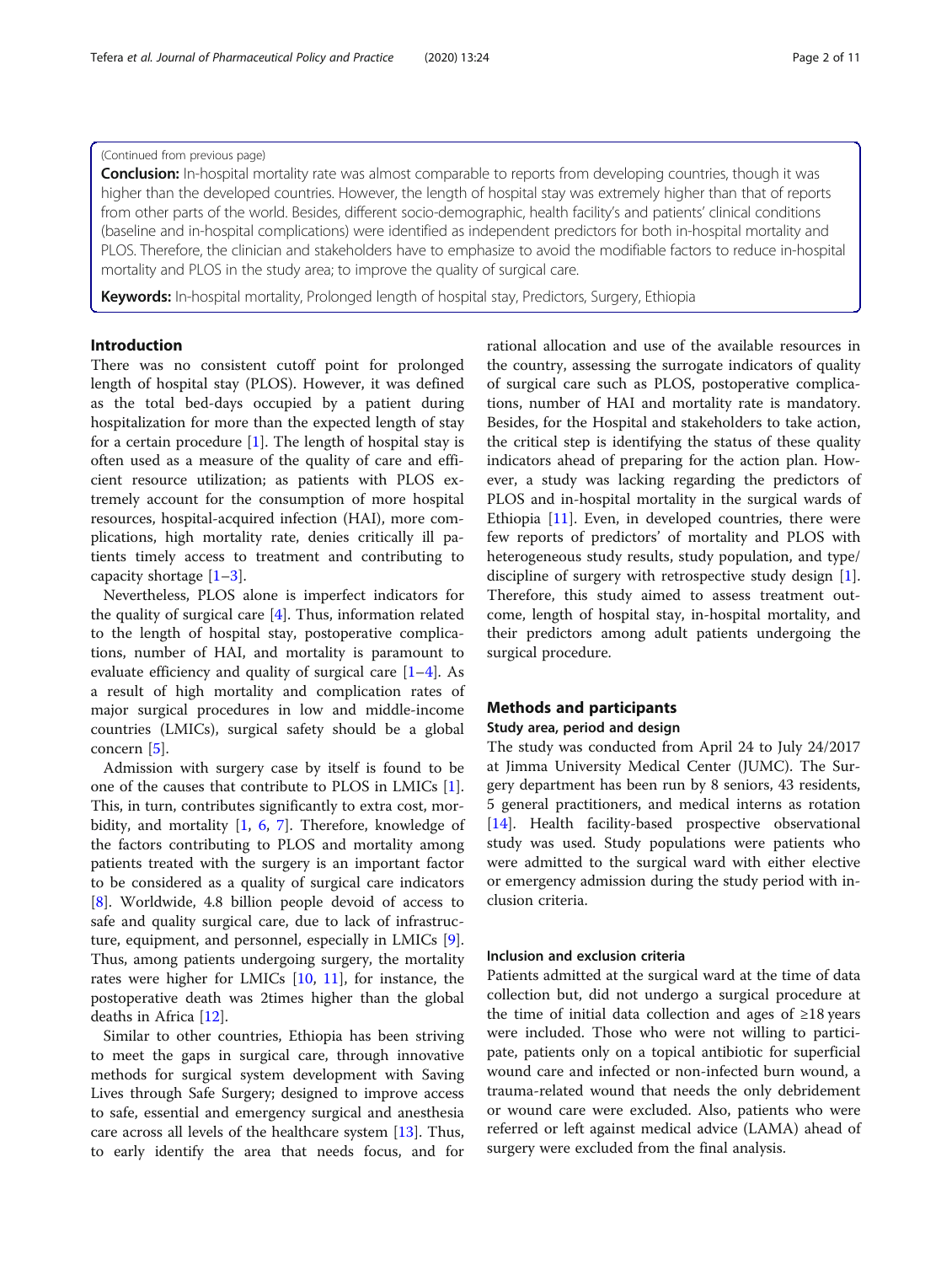(Continued from previous page)

**Conclusion:** In-hospital mortality rate was almost comparable to reports from developing countries, though it was higher than the developed countries. However, the length of hospital stay was extremely higher than that of reports from other parts of the world. Besides, different socio-demographic, health facility's and patients' clinical conditions (baseline and in-hospital complications) were identified as independent predictors for both in-hospital mortality and PLOS. Therefore, the clinician and stakeholders have to emphasize to avoid the modifiable factors to reduce in-hospital mortality and PLOS in the study area; to improve the quality of surgical care.

**Keywords:** In-hospital mortality, Prolonged length of hospital stay, Predictors, Surgery, Ethiopia

## Introduction

There was no consistent cutoff point for prolonged length of hospital stay (PLOS). However, it was defined as the total bed-days occupied by a patient during hospitalization for more than the expected length of stay for a certain procedure [1]. The length of hospital stay is often used as a measure of the quality of care and efficient resource utilization; as patients with PLOS extremely account for the consumption of more hospital resources, hospital-acquired infection (HAI), more complications, high mortality rate, denies critically ill patients timely access to treatment and contributing to capacity shortage [1–3].

Nevertheless, PLOS alone is imperfect indicators for the quality of surgical care [4]. Thus, information related to the length of hospital stay, postoperative complications, number of HAI, and mortality is paramount to evaluate efficiency and quality of surgical care [1–4]. As a result of high mortality and complication rates of major surgical procedures in low and middle-income countries (LMICs), surgical safety should be a global concern [5].

Admission with surgery case by itself is found to be one of the causes that contribute to PLOS in LMICs [1]. This, in turn, contributes significantly to extra cost, morbidity, and mortality [1, 6, 7]. Therefore, knowledge of the factors contributing to PLOS and mortality among patients treated with the surgery is an important factor to be considered as a quality of surgical care indicators [8]. Worldwide, 4.8 billion people devoid of access to safe and quality surgical care, due to lack of infrastructure, equipment, and personnel, especially in LMICs [9]. Thus, among patients undergoing surgery, the mortality rates were higher for LMICs [10, 11], for instance, the postoperative death was 2times higher than the global deaths in Africa [12].

Similar to other countries, Ethiopia has been striving to meet the gaps in surgical care, through innovative methods for surgical system development with Saving Lives through Safe Surgery; designed to improve access to safe, essential and emergency surgical and anesthesia care across all levels of the healthcare system [13]. Thus, to early identify the area that needs focus, and for rational allocation and use of the available resources in the country, assessing the surrogate indicators of quality of surgical care such as PLOS, postoperative complications, number of HAI and mortality rate is mandatory. Besides, for the Hospital and stakeholders to take action, the critical step is identifying the status of these quality indicators ahead of preparing for the action plan. However, a study was lacking regarding the predictors of PLOS and in-hospital mortality in the surgical wards of Ethiopia [11]. Even, in developed countries, there were few reports of predictors' of mortality and PLOS with heterogeneous study results, study population, and type/discipline of surgery with retrospective study design [1]. Therefore, this study aimed to assess treatment outcome, length of hospital stay, in-hospital mortality, and their predictors among adult patients undergoing the surgical procedure.

## Methods and participants

### Study area, period and design

The study was conducted from April 24 to July 24/2017 at Jimma University Medical Center (JUMC). The Surgery department has been run by 8 seniors, 43 residents, 5 general practitioners, and medical interns as rotation [14]. Health facility-based prospective observational study was used. Study populations were patients who were admitted to the surgical ward with either elective or emergency admission during the study period with inclusion criteria.

### Inclusion and exclusion criteria

Patients admitted at the surgical ward at the time of data collection but, did not undergo a surgical procedure at the time of initial data collection and ages of ≥18 years were included. Those who were not willing to participate, patients only on a topical antibiotic for superficial wound care and infected or non-infected burn wound, a trauma-related wound that needs the only debridement or wound care were excluded. Also, patients who were referred or left against medical advice (LAMA) ahead of surgery were excluded from the final analysis.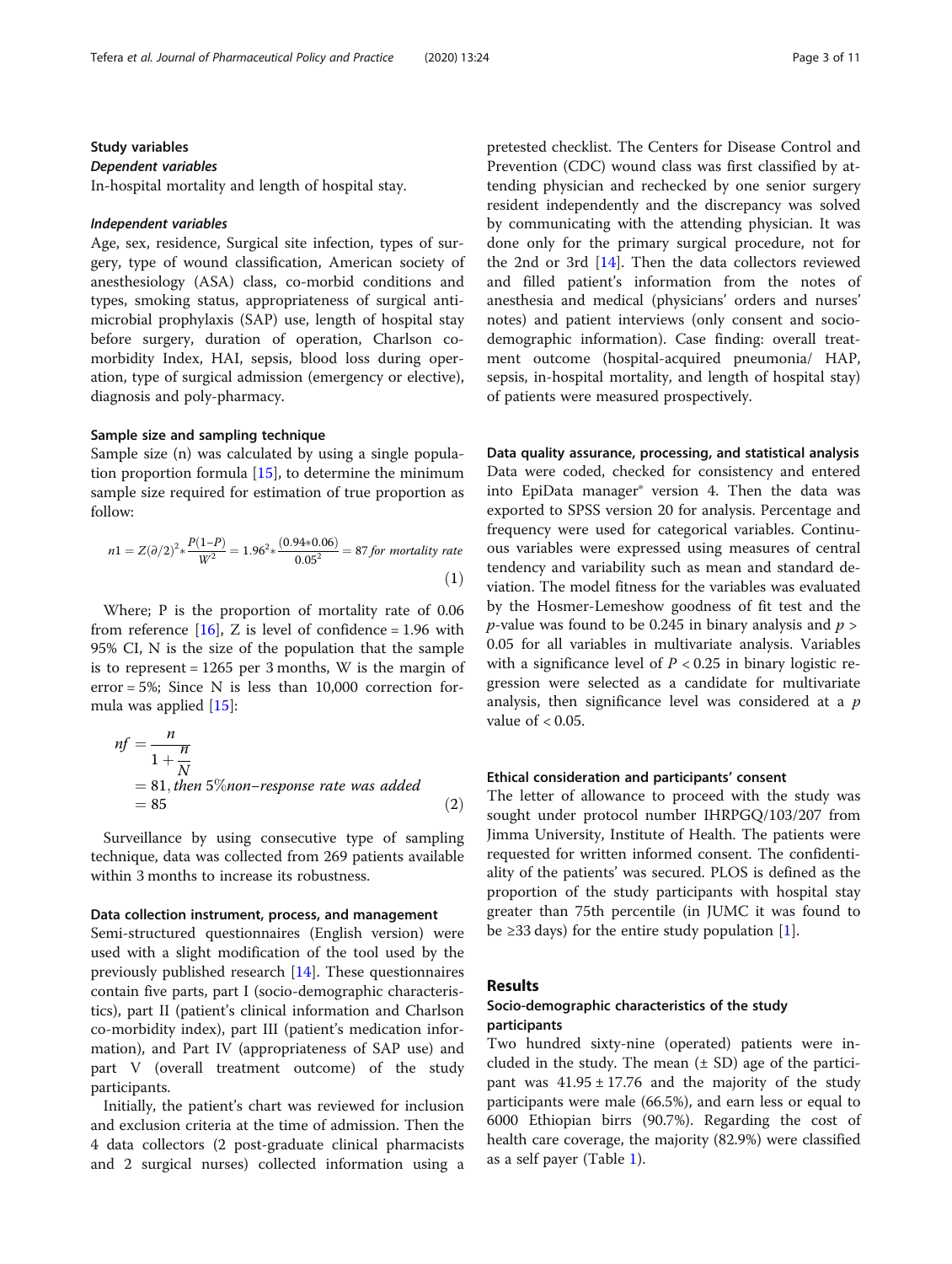### Study variables

#### Dependent variables

In-hospital mortality and length of hospital stay.

#### Independent variables

Age, sex, residence, Surgical site infection, types of surgery, type of wound classification, American society of anesthesiology (ASA) class, co-morbid conditions and types, smoking status, appropriateness of surgical antimicrobial prophylaxis (SAP) use, length of hospital stay before surgery, duration of operation, Charlson comorbidity Index, HAI, sepsis, blood loss during operation, type of surgical admission (emergency or elective), diagnosis and poly-pharmacy.

### Sample size and sampling technique

Sample size (n) was calculated by using a single population proportion formula [15], to determine the minimum sample size required for estimation of true proportion as follow:

$$n1 = Z(\partial/2)^2 * \frac{P(1-P)}{W^2} = 1.96^2 * \frac{(0.94*0.06)}{0.05^2} = 87 \text{ for mortality rate} \quad (1)$$

Where; P is the proportion of mortality rate of 0.06 from reference [16], Z is level of confidence = 1.96 with 95% CI, N is the size of the population that the sample is to represent = 1265 per 3 months, W is the margin of error = 5%; Since N is less than 10,000 correction formula was applied [15]:

$$nf = \frac{n}{1 + \frac{n}{N}} = 81, \text{then } 5\% \text{non-response rate was added} = 85 \quad (2)$$

Surveillance by using consecutive type of sampling technique, data was collected from 269 patients available within 3 months to increase its robustness.

### Data collection instrument, process, and management

Semi-structured questionnaires (English version) were used with a slight modification of the tool used by the previously published research [14]. These questionnaires contain five parts, part I (socio-demographic characteristics), part II (patient's clinical information and Charlson co-morbidity index), part III (patient's medication information), and Part IV (appropriateness of SAP use) and part V (overall treatment outcome) of the study participants.

Initially, the patient's chart was reviewed for inclusion and exclusion criteria at the time of admission. Then the 4 data collectors (2 post-graduate clinical pharmacists and 2 surgical nurses) collected information using a pretested checklist. The Centers for Disease Control and Prevention (CDC) wound class was first classified by attending physician and rechecked by one senior surgery resident independently and the discrepancy was solved by communicating with the attending physician. It was done only for the primary surgical procedure, not for the 2nd or 3rd [14]. Then the data collectors reviewed and filled patient's information from the notes of anesthesia and medical (physicians' orders and nurses' notes) and patient interviews (only consent and socio-demographic information). Case finding: overall treatment outcome (hospital-acquired pneumonia/ HAP, sepsis, in-hospital mortality, and length of hospital stay) of patients were measured prospectively.

### Data quality assurance, processing, and statistical analysis

Data were coded, checked for consistency and entered into EpiData manager® version 4. Then the data was exported to SPSS version 20 for analysis. Percentage and frequency were used for categorical variables. Continuous variables were expressed using measures of central tendency and variability such as mean and standard deviation. The model fitness for the variables was evaluated by the Hosmer-Lemeshow goodness of fit test and the $p$-value was found to be 0.245 in binary analysis and $p >$ 0.05 for all variables in multivariate analysis. Variables with a significance level of $P < 0.25$ in binary logistic regression were selected as a candidate for multivariate analysis, then significance level was considered at a $p$ value of $< 0.05$.

### Ethical consideration and participants' consent

The letter of allowance to proceed with the study was sought under protocol number IHRPGQ/103/207 from Jimma University, Institute of Health. The patients were requested for written informed consent. The confidentiality of the patients' was secured. PLOS is defined as the proportion of the study participants with hospital stay greater than 75th percentile (in JUMC it was found to be ≥33 days) for the entire study population [1].

## Results

### Socio-demographic characteristics of the study participants

Two hundred sixty-nine (operated) patients were included in the study. The mean (± SD) age of the participant was 41.95 ± 17.76 and the majority of the study participants were male (66.5%), and earn less or equal to 6000 Ethiopian birrs (90.7%). Regarding the cost of health care coverage, the majority (82.9%) were classified as a self payer (Table 1).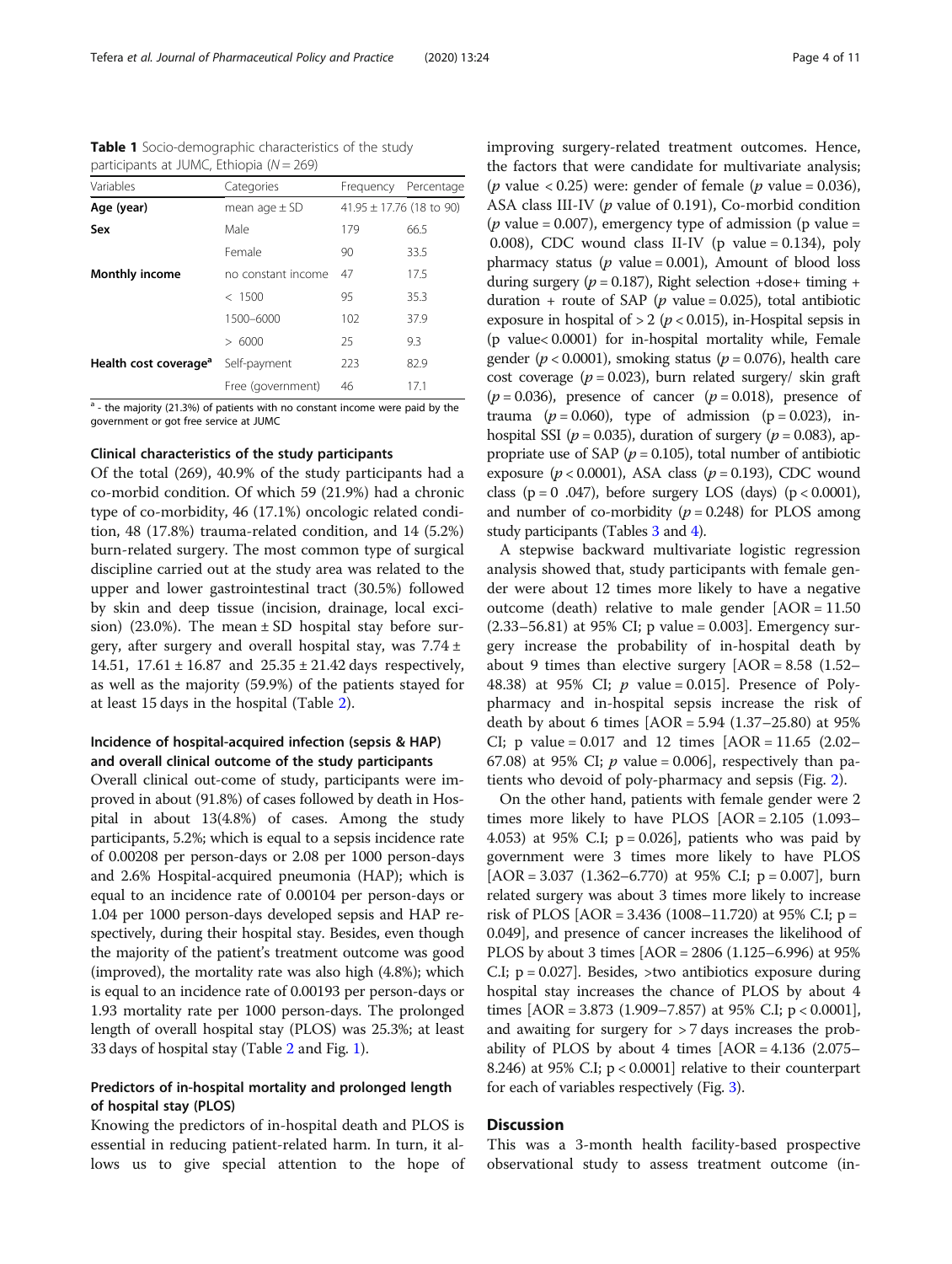**Table 1** Socio-demographic characteristics of the study participants at JUMC, Ethiopia ($N = 269$)

| Variables | Categories | Frequency | Percentage |
|---|---|---|---|
| **Age (year)** | mean age ± SD | 41.95 ± 17.76 (18 to 90) | |
| **Sex** | Male | 179 | 66.5 |
| | Female | 90 | 33.5 |
| **Monthly income** | no constant income | 47 | 17.5 |
| | < 1500 | 95 | 35.3 |
| | 1500–6000 | 102 | 37.9 |
| | > 6000 | 25 | 9.3 |
| **Health cost coverage**[a] | Self-payment | 223 | 82.9 |
| | Free (government) | 46 | 17.1 |

[a] - the majority (21.3%) of patients with no constant income were paid by the government or got free service at JUMC

#### Clinical characteristics of the study participants

Of the total (269), 40.9% of the study participants had a co-morbid condition. Of which 59 (21.9%) had a chronic type of co-morbidity, 46 (17.1%) oncologic related condition, 48 (17.8%) trauma-related condition, and 14 (5.2%) burn-related surgery. The most common type of surgical discipline carried out at the study area was related to the upper and lower gastrointestinal tract (30.5%) followed by skin and deep tissue (incision, drainage, local excision) (23.0%). The mean ± SD hospital stay before surgery, after surgery and overall hospital stay, was 7.74 ± 14.51, 17.61 ± 16.87 and 25.35 ± 21.42 days respectively, as well as the majority (59.9%) of the patients stayed for at least 15 days in the hospital (Table 2).

#### Incidence of hospital-acquired infection (sepsis & HAP) and overall clinical outcome of the study participants

Overall clinical out-come of study, participants were improved in about (91.8%) of cases followed by death in Hospital in about 13(4.8%) of cases. Among the study participants, 5.2%; which is equal to a sepsis incidence rate of 0.00208 per person-days or 2.08 per 1000 person-days and 2.6% Hospital-acquired pneumonia (HAP); which is equal to an incidence rate of 0.00104 per person-days or 1.04 per 1000 person-days developed sepsis and HAP respectively, during their hospital stay. Besides, even though the majority of the patient's treatment outcome was good (improved), the mortality rate was also high (4.8%); which is equal to an incidence rate of 0.00193 per person-days or 1.93 mortality rate per 1000 person-days. The prolonged length of overall hospital stay (PLOS) was 25.3%; at least 33 days of hospital stay (Table 2 and Fig. 1).

#### Predictors of in-hospital mortality and prolonged length of hospital stay (PLOS)

Knowing the predictors of in-hospital death and PLOS is essential in reducing patient-related harm. In turn, it allows us to give special attention to the hope of improving surgery-related treatment outcomes. Hence, the factors that were candidate for multivariate analysis; ($p$ value $< 0.25$) were: gender of female ($p$ value = 0.036), ASA class III-IV ($p$ value of 0.191), Co-morbid condition ($p$ value = 0.007), emergency type of admission (p value = 0.008), CDC wound class II-IV (p value = 0.134), poly pharmacy status ($p$ value = 0.001), Amount of blood loss during surgery ($p = 0.187$), Right selection +dose+ timing + duration + route of SAP ($p$ value = 0.025), total antibiotic exposure in hospital of > 2 ($p < 0.015$), in-Hospital sepsis in (p value< 0.0001) for in-hospital mortality while, Female gender ($p < 0.0001$), smoking status ($p = 0.076$), health care cost coverage ($p = 0.023$), burn related surgery/ skin graft ($p = 0.036$), presence of cancer ($p = 0.018$), presence of trauma ($p = 0.060$), type of admission (p = 0.023), in-hospital SSI ($p = 0.035$), duration of surgery ($p = 0.083$), appropriate use of SAP ($p = 0.105$), total number of antibiotic exposure ($p < 0.0001$), ASA class ($p = 0.193$), CDC wound class (p = 0 .047), before surgery LOS (days) (p < 0.0001), and number of co-morbidity ($p = 0.248$) for PLOS among study participants (Tables 3 and 4).

A stepwise backward multivariate logistic regression analysis showed that, study participants with female gender were about 12 times more likely to have a negative outcome (death) relative to male gender [AOR = 11.50 (2.33–56.81) at 95% CI; p value = 0.003]. Emergency surgery increase the probability of in-hospital death by about 9 times than elective surgery [AOR = 8.58 (1.52–48.38) at 95% CI; $p$ value = 0.015]. Presence of Polypharmacy and in-hospital sepsis increase the risk of death by about 6 times [AOR = 5.94 (1.37–25.80) at 95% CI; p value = 0.017 and 12 times [AOR = 11.65 (2.02–67.08) at 95% CI; $p$ value = 0.006], respectively than patients who devoid of poly-pharmacy and sepsis (Fig. 2).

On the other hand, patients with female gender were 2 times more likely to have PLOS [AOR = 2.105 (1.093–4.053) at 95% C.I; p = 0.026], patients who was paid by government were 3 times more likely to have PLOS [AOR = 3.037 (1.362–6.770) at 95% C.I; p = 0.007], burn related surgery was about 3 times more likely to increase risk of PLOS [AOR = 3.436 (1008–11.720) at 95% C.I; p = 0.049], and presence of cancer increases the likelihood of PLOS by about 3 times [AOR = 2806 (1.125–6.996) at 95% C.I; p = 0.027]. Besides, >two antibiotics exposure during hospital stay increases the chance of PLOS by about 4 times [AOR = 3.873 (1.909–7.857) at 95% C.I; p < 0.0001], and awaiting for surgery for > 7 days increases the probability of PLOS by about 4 times [AOR = 4.136 (2.075–8.246) at 95% C.I; p < 0.0001] relative to their counterpart for each of variables respectively (Fig. 3).

## Discussion

This was a 3-month health facility-based prospective observational study to assess treatment outcome (in-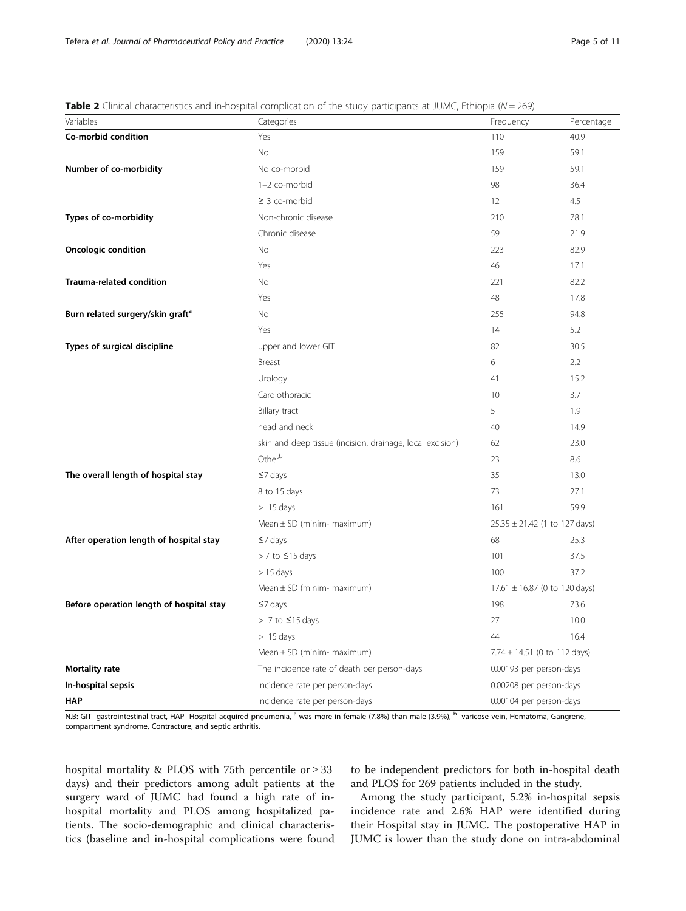**Table 2** Clinical characteristics and in-hospital complication of the study participants at JUMC, Ethiopia ($N = 269$)

| Variables | Categories | Frequency | Percentage |
|---|---|---|---|
| **Co-morbid condition** | Yes | 110 | 40.9 |
| | No | 159 | 59.1 |
| **Number of co-morbidity** | No co-morbid | 159 | 59.1 |
| | 1–2 co-morbid | 98 | 36.4 |
| | ≥ 3 co-morbid | 12 | 4.5 |
| **Types of co-morbidity** | Non-chronic disease | 210 | 78.1 |
| | Chronic disease | 59 | 21.9 |
| **Oncologic condition** | No | 223 | 82.9 |
| | Yes | 46 | 17.1 |
| **Trauma-related condition** | No | 221 | 82.2 |
| | Yes | 48 | 17.8 |
| **Burn related surgery/skin graft[a]** | No | 255 | 94.8 |
| | Yes | 14 | 5.2 |
| **Types of surgical discipline** | upper and lower GIT | 82 | 30.5 |
| | Breast | 6 | 2.2 |
| | Urology | 41 | 15.2 |
| | Cardiothoracic | 10 | 3.7 |
| | Billary tract | 5 | 1.9 |
| | head and neck | 40 | 14.9 |
| | skin and deep tissue (incision, drainage, local excision) | 62 | 23.0 |
| | Other[b] | 23 | 8.6 |
| **The overall length of hospital stay** | ≤7 days | 35 | 13.0 |
| | 8 to 15 days | 73 | 27.1 |
| | > 15 days | 161 | 59.9 |
| | Mean ± SD (minim- maximum) | 25.35 ± 21.42 (1 to 127 days) | |
| **After operation length of hospital stay** | ≤7 days | 68 | 25.3 |
| | > 7 to ≤15 days | 101 | 37.5 |
| | > 15 days | 100 | 37.2 |
| | Mean ± SD (minim- maximum) | 17.61 ± 16.87 (0 to 120 days) | |
| **Before operation length of hospital stay** | ≤7 days | 198 | 73.6 |
| | > 7 to ≤15 days | 27 | 10.0 |
| | > 15 days | 44 | 16.4 |
| | Mean ± SD (minim- maximum) | 7.74 ± 14.51 (0 to 112 days) | |
| **Mortality rate** | The incidence rate of death per person-days | 0.00193 per person-days | |
| **In-hospital sepsis** | Incidence rate per person-days | 0.00208 per person-days | |
| **HAP** | Incidence rate per person-days | 0.00104 per person-days | |

N.B: GIT- gastrointestinal tract, HAP- Hospital-acquired pneumonia, [a] was more in female (7.8%) than male (3.9%), [b]- varicose vein, Hematoma, Gangrene, compartment syndrome, Contracture, and septic arthritis.

hospital mortality & PLOS with 75th percentile or ≥ 33 days) and their predictors among adult patients at the surgery ward of JUMC had found a high rate of in-hospital mortality and PLOS among hospitalized patients. The socio-demographic and clinical characteristics (baseline and in-hospital complications were found to be independent predictors for both in-hospital death and PLOS for 269 patients included in the study.

Among the study participant, 5.2% in-hospital sepsis incidence rate and 2.6% HAP were identified during their Hospital stay in JUMC. The postoperative HAP in JUMC is lower than the study done on intra-abdominal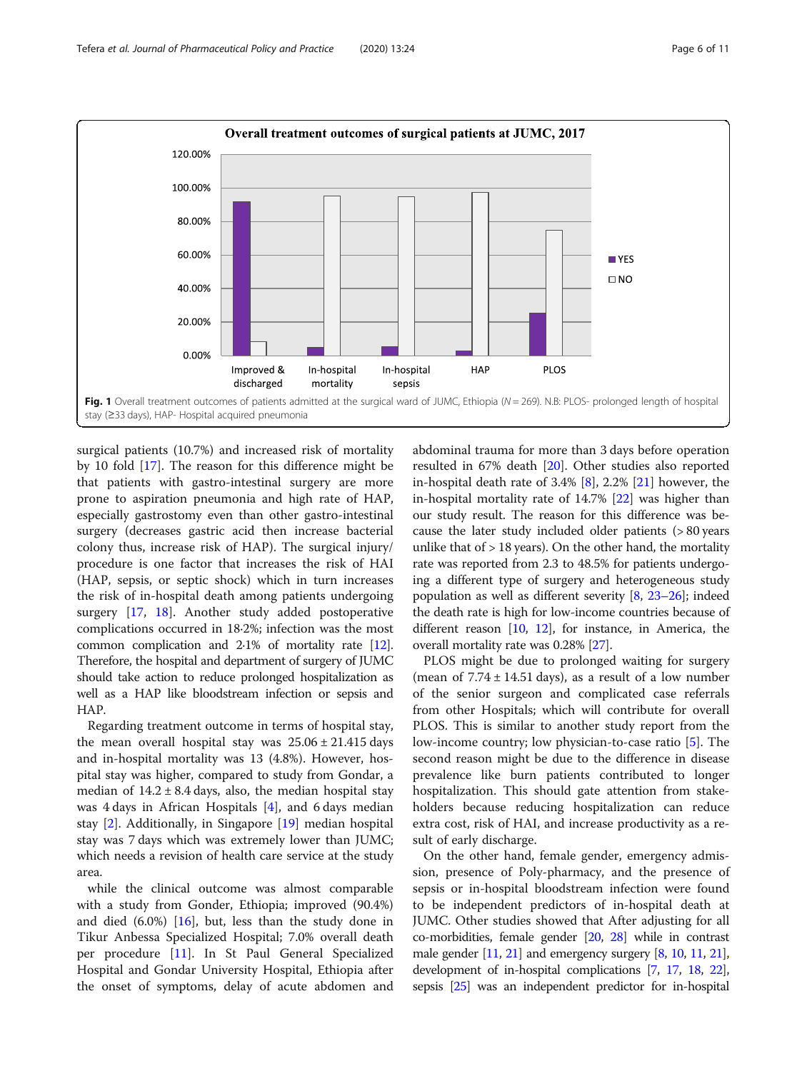**Fig. 1** Overall treatment outcomes of patients admitted at the surgical ward of JUMC, Ethiopia (N = 269). N.B: PLOS- prolonged length of hospital stay (≥33 days), HAP- Hospital acquired pneumonia

surgical patients (10.7%) and increased risk of mortality by 10 fold [17]. The reason for this difference might be that patients with gastro-intestinal surgery are more prone to aspiration pneumonia and high rate of HAP, especially gastrostomy even than other gastro-intestinal surgery (decreases gastric acid then increase bacterial colony thus, increase risk of HAP). The surgical injury/procedure is one factor that increases the risk of HAI (HAP, sepsis, or septic shock) which in turn increases the risk of in-hospital death among patients undergoing surgery [17, 18]. Another study added postoperative complications occurred in 18·2%; infection was the most common complication and 2·1% of mortality rate [12]. Therefore, the hospital and department of surgery of JUMC should take action to reduce prolonged hospitalization as well as a HAP like bloodstream infection or sepsis and HAP.

Regarding treatment outcome in terms of hospital stay, the mean overall hospital stay was 25.06 ± 21.415 days and in-hospital mortality was 13 (4.8%). However, hospital stay was higher, compared to study from Gondar, a median of 14.2 ± 8.4 days, also, the median hospital stay was 4 days in African Hospitals [4], and 6 days median stay [2]. Additionally, in Singapore [19] median hospital stay was 7 days which was extremely lower than JUMC; which needs a revision of health care service at the study area.

while the clinical outcome was almost comparable with a study from Gonder, Ethiopia; improved (90.4%) and died (6.0%) [16], but, less than the study done in Tikur Anbessa Specialized Hospital; 7.0% overall death per procedure [11]. In St Paul General Specialized Hospital and Gondar University Hospital, Ethiopia after the onset of symptoms, delay of acute abdomen and abdominal trauma for more than 3 days before operation resulted in 67% death [20]. Other studies also reported in-hospital death rate of 3.4% [8], 2.2% [21] however, the in-hospital mortality rate of 14.7% [22] was higher than our study result. The reason for this difference was because the later study included older patients (> 80 years unlike that of > 18 years). On the other hand, the mortality rate was reported from 2.3 to 48.5% for patients undergoing a different type of surgery and heterogeneous study population as well as different severity [8, 23–26]; indeed the death rate is high for low-income countries because of different reason [10, 12], for instance, in America, the overall mortality rate was 0.28% [27].

PLOS might be due to prolonged waiting for surgery (mean of 7.74 ± 14.51 days), as a result of a low number of the senior surgeon and complicated case referrals from other Hospitals; which will contribute for overall PLOS. This is similar to another study report from the low-income country; low physician-to-case ratio [5]. The second reason might be due to the difference in disease prevalence like burn patients contributed to longer hospitalization. This should gate attention from stakeholders because reducing hospitalization can reduce extra cost, risk of HAI, and increase productivity as a result of early discharge.

On the other hand, female gender, emergency admission, presence of Poly-pharmacy, and the presence of sepsis or in-hospital bloodstream infection were found to be independent predictors of in-hospital death at JUMC. Other studies showed that After adjusting for all co-morbidities, female gender [20, 28] while in contrast male gender [11, 21] and emergency surgery [8, 10, 11, 21], development of in-hospital complications [7, 17, 18, 22], sepsis [25] was an independent predictor for in-hospital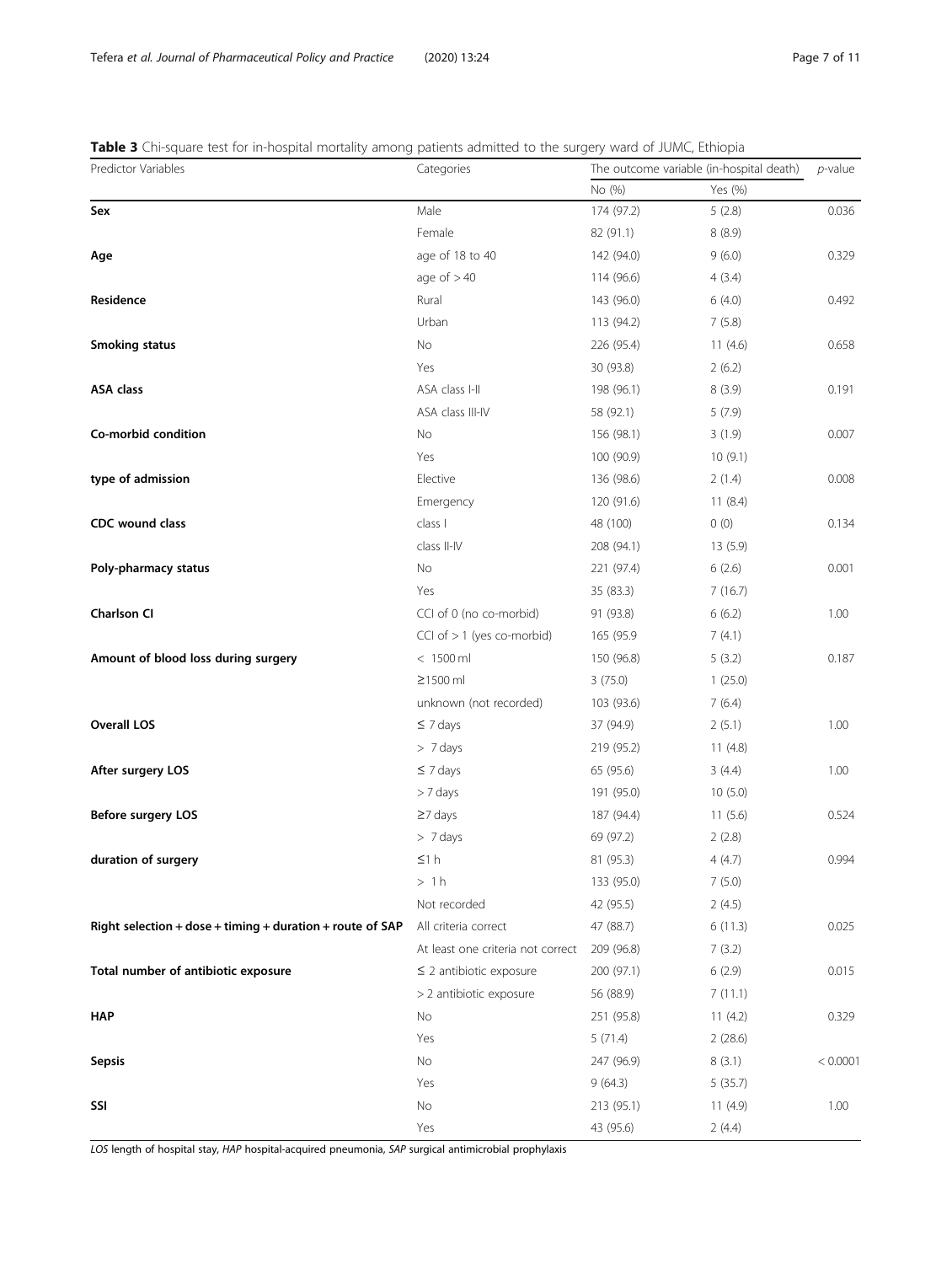**Table 3** Chi-square test for in-hospital mortality among patients admitted to the surgery ward of JUMC, Ethiopia

| Predictor Variables | Categories | The outcome variable (in-hospital death) | | *p*-value |
|---|---|---|---|---|
| | | No (%) | Yes (%) | |
| **Sex** | Male | 174 (97.2) | 5 (2.8) | 0.036 |
| | Female | 82 (91.1) | 8 (8.9) | |
| **Age** | age of 18 to 40 | 142 (94.0) | 9 (6.0) | 0.329 |
| | age of > 40 | 114 (96.6) | 4 (3.4) | |
| **Residence** | Rural | 143 (96.0) | 6 (4.0) | 0.492 |
| | Urban | 113 (94.2) | 7 (5.8) | |
| **Smoking status** | No | 226 (95.4) | 11 (4.6) | 0.658 |
| | Yes | 30 (93.8) | 2 (6.2) | |
| **ASA class** | ASA class I-II | 198 (96.1) | 8 (3.9) | 0.191 |
| | ASA class III-IV | 58 (92.1) | 5 (7.9) | |
| **Co-morbid condition** | No | 156 (98.1) | 3 (1.9) | 0.007 |
| | Yes | 100 (90.9) | 10 (9.1) | |
| **type of admission** | Elective | 136 (98.6) | 2 (1.4) | 0.008 |
| | Emergency | 120 (91.6) | 11 (8.4) | |
| **CDC wound class** | class I | 48 (100) | 0 (0) | 0.134 |
| | class II-IV | 208 (94.1) | 13 (5.9) | |
| **Poly-pharmacy status** | No | 221 (97.4) | 6 (2.6) | 0.001 |
| | Yes | 35 (83.3) | 7 (16.7) | |
| **Charlson CI** | CCI of 0 (no co-morbid) | 91 (93.8) | 6 (6.2) | 1.00 |
| | CCI of > 1 (yes co-morbid) | 165 (95.9 | 7 (4.1) | |
| **Amount of blood loss during surgery** | < 1500 ml | 150 (96.8) | 5 (3.2) | 0.187 |
| | ≥1500 ml | 3 (75.0) | 1 (25.0) | |
| | unknown (not recorded) | 103 (93.6) | 7 (6.4) | |
| **Overall LOS** | ≤ 7 days | 37 (94.9) | 2 (5.1) | 1.00 |
| | > 7 days | 219 (95.2) | 11 (4.8) | |
| **After surgery LOS** | ≤ 7 days | 65 (95.6) | 3 (4.4) | 1.00 |
| | > 7 days | 191 (95.0) | 10 (5.0) | |
| **Before surgery LOS** | ≥7 days | 187 (94.4) | 11 (5.6) | 0.524 |
| | > 7 days | 69 (97.2) | 2 (2.8) | |
| **duration of surgery** | ≤1 h | 81 (95.3) | 4 (4.7) | 0.994 |
| | > 1 h | 133 (95.0) | 7 (5.0) | |
| | Not recorded | 42 (95.5) | 2 (4.5) | |
| **Right selection + dose + timing + duration + route of SAP** | All criteria correct | 47 (88.7) | 6 (11.3) | 0.025 |
| | At least one criteria not correct | 209 (96.8) | 7 (3.2) | |
| **Total number of antibiotic exposure** | ≤ 2 antibiotic exposure | 200 (97.1) | 6 (2.9) | 0.015 |
| | > 2 antibiotic exposure | 56 (88.9) | 7 (11.1) | |
| **HAP** | No | 251 (95.8) | 11 (4.2) | 0.329 |
| | Yes | 5 (71.4) | 2 (28.6) | |
| **Sepsis** | No | 247 (96.9) | 8 (3.1) | < 0.0001 |
| | Yes | 9 (64.3) | 5 (35.7) | |
| **SSI** | No | 213 (95.1) | 11 (4.9) | 1.00 |
| | Yes | 43 (95.6) | 2 (4.4) | |

*LOS* length of hospital stay, *HAP* hospital-acquired pneumonia, *SAP* surgical antimicrobial prophylaxis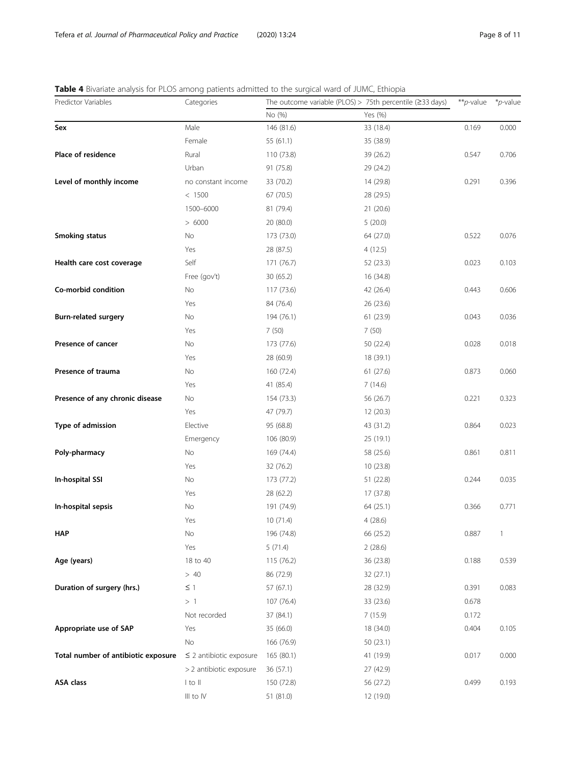**Table 4** Bivariate analysis for PLOS among patients admitted to the surgical ward of JUMC, Ethiopia

| Predictor Variables | Categories | The outcome variable (PLOS) > 75th percentile (≥33 days) | | \*\*p-value | \*p-value |
|---|---|---|---|---|---|
| | | No (%) | Yes (%) | | |
| **Sex** | Male | 146 (81.6) | 33 (18.4) | 0.169 | 0.000 |
| | Female | 55 (61.1) | 35 (38.9) | | |
| **Place of residence** | Rural | 110 (73.8) | 39 (26.2) | 0.547 | 0.706 |
| | Urban | 91 (75.8) | 29 (24.2) | | |
| **Level of monthly income** | no constant income | 33 (70.2) | 14 (29.8) | 0.291 | 0.396 |
| | < 1500 | 67 (70.5) | 28 (29.5) | | |
| | 1500–6000 | 81 (79.4) | 21 (20.6) | | |
| | > 6000 | 20 (80.0) | 5 (20.0) | | |
| **Smoking status** | No | 173 (73.0) | 64 (27.0) | 0.522 | 0.076 |
| | Yes | 28 (87.5) | 4 (12.5) | | |
| **Health care cost coverage** | Self | 171 (76.7) | 52 (23.3) | 0.023 | 0.103 |
| | Free (gov't) | 30 (65.2) | 16 (34.8) | | |
| **Co-morbid condition** | No | 117 (73.6) | 42 (26.4) | 0.443 | 0.606 |
| | Yes | 84 (76.4) | 26 (23.6) | | |
| **Burn-related surgery** | No | 194 (76.1) | 61 (23.9) | 0.043 | 0.036 |
| | Yes | 7 (50) | 7 (50) | | |
| **Presence of cancer** | No | 173 (77.6) | 50 (22.4) | 0.028 | 0.018 |
| | Yes | 28 (60.9) | 18 (39.1) | | |
| **Presence of trauma** | No | 160 (72.4) | 61 (27.6) | 0.873 | 0.060 |
| | Yes | 41 (85.4) | 7 (14.6) | | |
| **Presence of any chronic disease** | No | 154 (73.3) | 56 (26.7) | 0.221 | 0.323 |
| | Yes | 47 (79.7) | 12 (20.3) | | |
| **Type of admission** | Elective | 95 (68.8) | 43 (31.2) | 0.864 | 0.023 |
| | Emergency | 106 (80.9) | 25 (19.1) | | |
| **Poly-pharmacy** | No | 169 (74.4) | 58 (25.6) | 0.861 | 0.811 |
| | Yes | 32 (76.2) | 10 (23.8) | | |
| **In-hospital SSI** | No | 173 (77.2) | 51 (22.8) | 0.244 | 0.035 |
| | Yes | 28 (62.2) | 17 (37.8) | | |
| **In-hospital sepsis** | No | 191 (74.9) | 64 (25.1) | 0.366 | 0.771 |
| | Yes | 10 (71.4) | 4 (28.6) | | |
| **HAP** | No | 196 (74.8) | 66 (25.2) | 0.887 | 1 |
| | Yes | 5 (71.4) | 2 (28.6) | | |
| **Age (years)** | 18 to 40 | 115 (76.2) | 36 (23.8) | 0.188 | 0.539 |
| | > 40 | 86 (72.9) | 32 (27.1) | | |
| **Duration of surgery (hrs.)** | ≤ 1 | 57 (67.1) | 28 (32.9) | 0.391 | 0.083 |
| | > 1 | 107 (76.4) | 33 (23.6) | 0.678 | |
| | Not recorded | 37 (84.1) | 7 (15.9) | 0.172 | |
| **Appropriate use of SAP** | Yes | 35 (66.0) | 18 (34.0) | 0.404 | 0.105 |
| | No | 166 (76.9) | 50 (23.1) | | |
| **Total number of antibiotic exposure** | ≤ 2 antibiotic exposure | 165 (80.1) | 41 (19.9) | 0.017 | 0.000 |
| | > 2 antibiotic exposure | 36 (57.1) | 27 (42.9) | | |
| **ASA class** | I to II | 150 (72.8) | 56 (27.2) | 0.499 | 0.193 |
| | III to IV | 51 (81.0) | 12 (19.0) | | |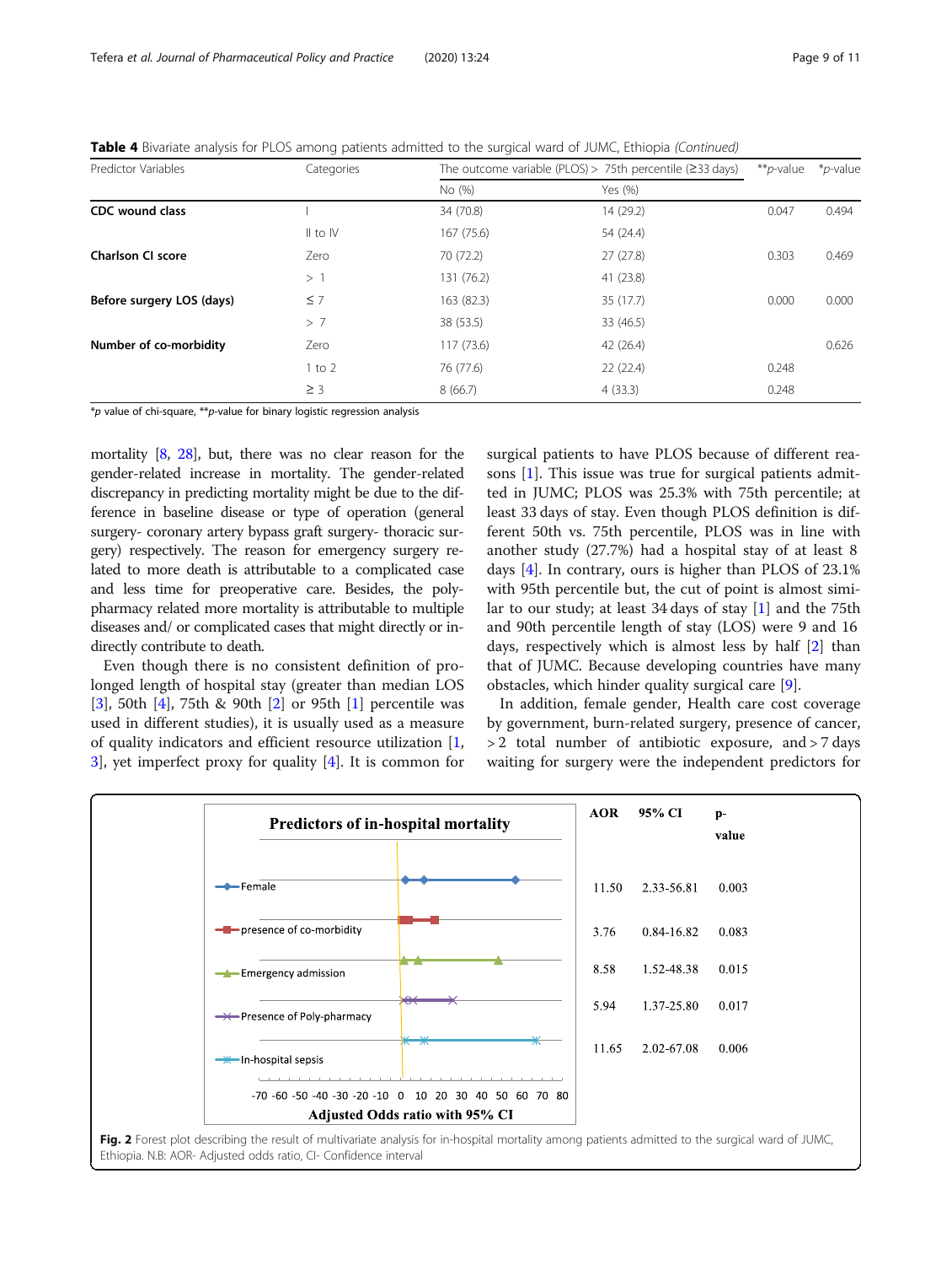**Table 4** Bivariate analysis for PLOS among patients admitted to the surgical ward of JUMC, Ethiopia *(Continued)*

| Predictor Variables | Categories | The outcome variable (PLOS) > 75th percentile (≥33 days) | | **p-value | *p-value |
|---|---|---|---|---|---|
| | | No (%) | Yes (%) | | |
| **CDC wound class** | I | 34 (70.8) | 14 (29.2) | 0.047 | 0.494 |
| | II to IV | 167 (75.6) | 54 (24.4) | | |
| **Charlson CI score** | Zero | 70 (72.2) | 27 (27.8) | 0.303 | 0.469 |
| | > 1 | 131 (76.2) | 41 (23.8) | | |
| **Before surgery LOS (days)** | ≤ 7 | 163 (82.3) | 35 (17.7) | 0.000 | 0.000 |
| | > 7 | 38 (53.5) | 33 (46.5) | | |
| **Number of co-morbidity** | Zero | 117 (73.6) | 42 (26.4) | | 0.626 |
| | 1 to 2 | 76 (77.6) | 22 (22.4) | 0.248 | |
| | ≥ 3 | 8 (66.7) | 4 (33.3) | 0.248 | |

*p value of chi-square, **p-value for binary logistic regression analysis

mortality [8, 28], but, there was no clear reason for the gender-related increase in mortality. The gender-related discrepancy in predicting mortality might be due to the difference in baseline disease or type of operation (general surgery- coronary artery bypass graft surgery- thoracic surgery) respectively. The reason for emergency surgery related to more death is attributable to a complicated case and less time for preoperative care. Besides, the poly-pharmacy related more mortality is attributable to multiple diseases and/ or complicated cases that might directly or indirectly contribute to death.

Even though there is no consistent definition of prolonged length of hospital stay (greater than median LOS [3], 50th [4], 75th & 90th [2] or 95th [1] percentile was used in different studies), it is usually used as a measure of quality indicators and efficient resource utilization [1, 3], yet imperfect proxy for quality [4]. It is common for surgical patients to have PLOS because of different reasons [1]. This issue was true for surgical patients admitted in JUMC; PLOS was 25.3% with 75th percentile; at least 33 days of stay. Even though PLOS definition is different 50th vs. 75th percentile, PLOS was in line with another study (27.7%) had a hospital stay of at least 8 days [4]. In contrary, ours is higher than PLOS of 23.1% with 95th percentile but, the cut of point is almost similar to our study; at least 34 days of stay [1] and the 75th and 90th percentile length of stay (LOS) were 9 and 16 days, respectively which is almost less by half [2] than that of JUMC. Because developing countries have many obstacles, which hinder quality surgical care [9].

In addition, female gender, Health care cost coverage by government, burn-related surgery, presence of cancer, > 2 total number of antibiotic exposure, and > 7 days waiting for surgery were the independent predictors for

| Predictors of in-hospital mortality | AOR | 95% CI | p-value |
|---|---|---|---|
| Female | 11.50 | 2.33-56.81 | 0.003 |
| presence of co-morbidity | 3.76 | 0.84-16.82 | 0.083 |
| Emergency admission | 8.58 | 1.52-48.38 | 0.015 |
| Presence of Poly-pharmacy | 5.94 | 1.37-25.80 | 0.017 |
| In-hospital sepsis | 11.65 | 2.02-67.08 | 0.006 |

**Fig. 2** Forest plot describing the result of multivariate analysis for in-hospital mortality among patients admitted to the surgical ward of JUMC, Ethiopia. N.B: AOR- Adjusted odds ratio, CI- Confidence interval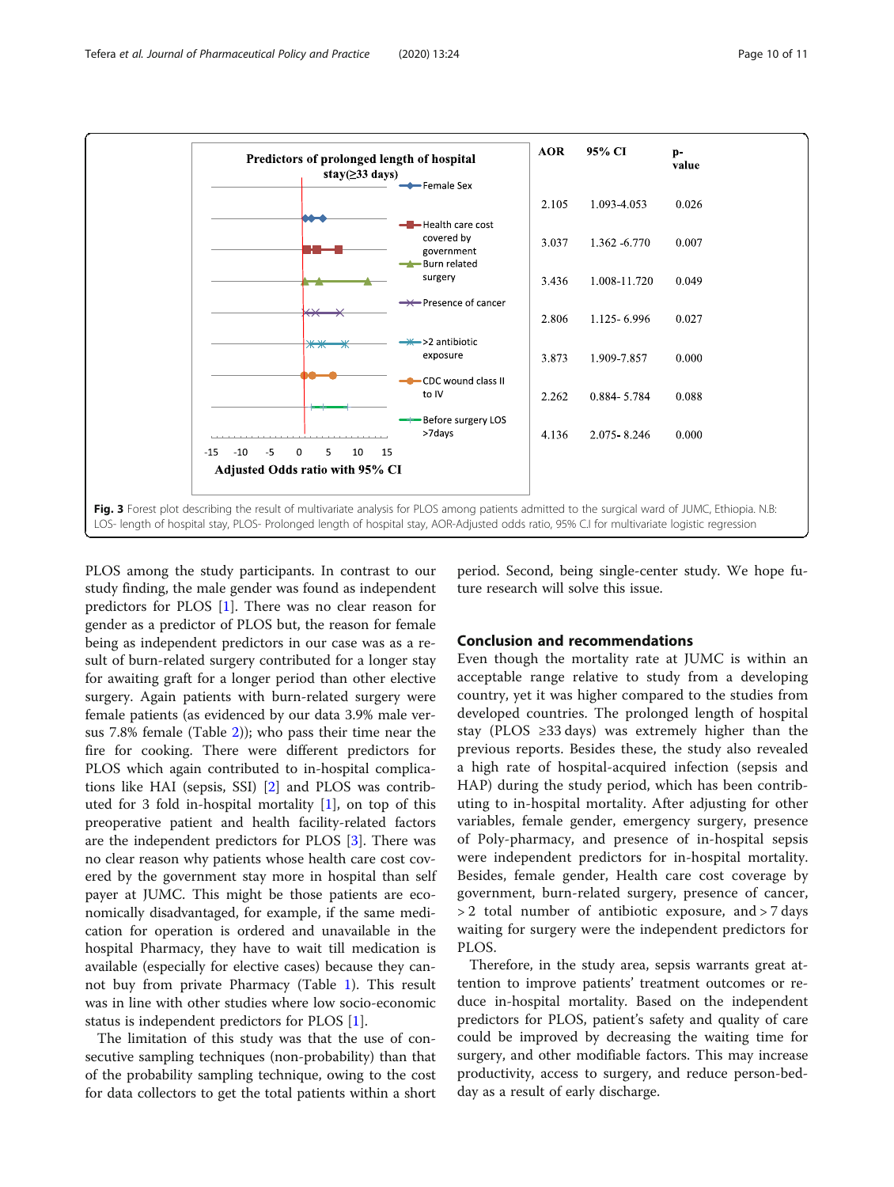| Predictors of prolonged length of hospital stay(≥33 days) | AOR | 95% CI | p-value |
|---|---|---|---|
| Female Sex | 2.105 | 1.093-4.053 | 0.026 |
| Health care cost covered by government | 3.037 | 1.362 -6.770 | 0.007 |
| Burn related surgery | 3.436 | 1.008-11.720 | 0.049 |
| Presence of cancer | 2.806 | 1.125- 6.996 | 0.027 |
| >2 antibiotic exposure | 3.873 | 1.909-7.857 | 0.000 |
| CDC wound class II to IV | 2.262 | 0.884- 5.784 | 0.088 |
| Before surgery LOS >7days | 4.136 | 2.075- 8.246 | 0.000 |

Adjusted Odds ratio with 95% CI

**Fig. 3** Forest plot describing the result of multivariate analysis for PLOS among patients admitted to the surgical ward of JUMC, Ethiopia. N.B: LOS- length of hospital stay, PLOS- Prolonged length of hospital stay, AOR-Adjusted odds ratio, 95% C.I for multivariate logistic regression

PLOS among the study participants. In contrast to our study finding, the male gender was found as independent predictors for PLOS [1]. There was no clear reason for gender as a predictor of PLOS but, the reason for female being as independent predictors in our case was as a result of burn-related surgery contributed for a longer stay for awaiting graft for a longer period than other elective surgery. Again patients with burn-related surgery were female patients (as evidenced by our data 3.9% male versus 7.8% female (Table 2)); who pass their time near the fire for cooking. There were different predictors for PLOS which again contributed to in-hospital complications like HAI (sepsis, SSI) [2] and PLOS was contributed for 3 fold in-hospital mortality [1], on top of this preoperative patient and health facility-related factors are the independent predictors for PLOS [3]. There was no clear reason why patients whose health care cost covered by the government stay more in hospital than self payer at JUMC. This might be those patients are economically disadvantaged, for example, if the same medication for operation is ordered and unavailable in the hospital Pharmacy, they have to wait till medication is available (especially for elective cases) because they cannot buy from private Pharmacy (Table 1). This result was in line with other studies where low socio-economic status is independent predictors for PLOS [1].

The limitation of this study was that the use of consecutive sampling techniques (non-probability) than that of the probability sampling technique, owing to the cost for data collectors to get the total patients within a short period. Second, being single-center study. We hope future research will solve this issue.

## Conclusion and recommendations

Even though the mortality rate at JUMC is within an acceptable range relative to study from a developing country, yet it was higher compared to the studies from developed countries. The prolonged length of hospital stay (PLOS ≥33 days) was extremely higher than the previous reports. Besides these, the study also revealed a high rate of hospital-acquired infection (sepsis and HAP) during the study period, which has been contributing to in-hospital mortality. After adjusting for other variables, female gender, emergency surgery, presence of Poly-pharmacy, and presence of in-hospital sepsis were independent predictors for in-hospital mortality. Besides, female gender, Health care cost coverage by government, burn-related surgery, presence of cancer, > 2 total number of antibiotic exposure, and > 7 days waiting for surgery were the independent predictors for PLOS.

Therefore, in the study area, sepsis warrants great attention to improve patients' treatment outcomes or reduce in-hospital mortality. Based on the independent predictors for PLOS, patient's safety and quality of care could be improved by decreasing the waiting time for surgery, and other modifiable factors. This may increase productivity, access to surgery, and reduce person-bed-day as a result of early discharge.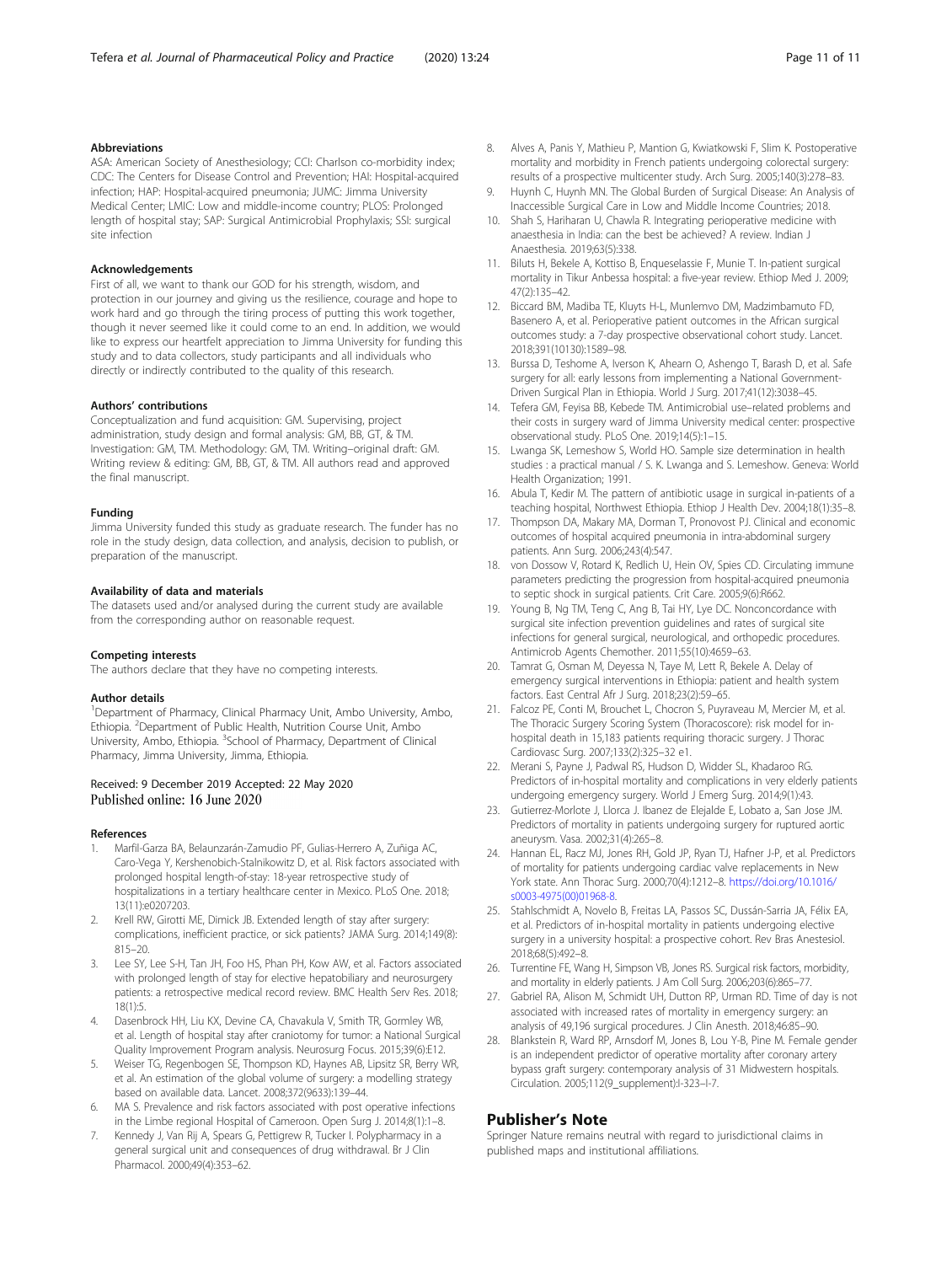## Abbreviations

ASA: American Society of Anesthesiology; CCI: Charlson co-morbidity index; CDC: The Centers for Disease Control and Prevention; HAI: Hospital-acquired infection; HAP: Hospital-acquired pneumonia; JUMC: Jimma University Medical Center; LMIC: Low and middle-income country; PLOS: Prolonged length of hospital stay; SAP: Surgical Antimicrobial Prophylaxis; SSI: surgical site infection

## Acknowledgements

First of all, we want to thank our GOD for his strength, wisdom, and protection in our journey and giving us the resilience, courage and hope to work hard and go through the tiring process of putting this work together, though it never seemed like it could come to an end. In addition, we would like to express our heartfelt appreciation to Jimma University for funding this study and to data collectors, study participants and all individuals who directly or indirectly contributed to the quality of this research.

## Authors' contributions

Conceptualization and fund acquisition: GM. Supervising, project administration, study design and formal analysis: GM, BB, GT, & TM. Investigation: GM, TM. Methodology: GM, TM. Writing–original draft: GM. Writing review & editing: GM, BB, GT, & TM. All authors read and approved the final manuscript.

## Funding

Jimma University funded this study as graduate research. The funder has no role in the study design, data collection, and analysis, decision to publish, or preparation of the manuscript.

## Availability of data and materials

The datasets used and/or analysed during the current study are available from the corresponding author on reasonable request.

## Competing interests

The authors declare that they have no competing interests.

## Author details

[1]Department of Pharmacy, Clinical Pharmacy Unit, Ambo University, Ambo, Ethiopia. [2]Department of Public Health, Nutrition Course Unit, Ambo University, Ambo, Ethiopia. [3]School of Pharmacy, Department of Clinical Pharmacy, Jimma University, Jimma, Ethiopia.

Received: 9 December 2019 Accepted: 22 May 2020
Published online: 16 June 2020

## References

1. Marfil-Garza BA, Belaunzarán-Zamudio PF, Gulias-Herrero A, Zuñiga AC, Caro-Vega Y, Kershenobich-Stalnikowitz D, et al. Risk factors associated with prolonged hospital length-of-stay: 18-year retrospective study of hospitalizations in a tertiary healthcare center in Mexico. PLoS One. 2018; 13(11):e0207203.
2. Krell RW, Girotti ME, Dimick JB. Extended length of stay after surgery: complications, inefficient practice, or sick patients? JAMA Surg. 2014;149(8): 815–20.
3. Lee SY, Lee S-H, Tan JH, Foo HS, Phan PH, Kow AW, et al. Factors associated with prolonged length of stay for elective hepatobiliary and neurosurgery patients: a retrospective medical record review. BMC Health Serv Res. 2018; 18(1):5.
4. Dasenbrock HH, Liu KX, Devine CA, Chavakula V, Smith TR, Gormley WB, et al. Length of hospital stay after craniotomy for tumor: a National Surgical Quality Improvement Program analysis. Neurosurg Focus. 2015;39(6):E12.
5. Weiser TG, Regenbogen SE, Thompson KD, Haynes AB, Lipsitz SR, Berry WR, et al. An estimation of the global volume of surgery: a modelling strategy based on available data. Lancet. 2008;372(9633):139–44.
6. MA S. Prevalence and risk factors associated with post operative infections in the Limbe regional Hospital of Cameroon. Open Surg J. 2014;8(1):1–8.
7. Kennedy J, Van Rij A, Spears G, Pettigrew R, Tucker I. Polypharmacy in a general surgical unit and consequences of drug withdrawal. Br J Clin Pharmacol. 2000;49(4):353–62.
8. Alves A, Panis Y, Mathieu P, Mantion G, Kwiatkowski F, Slim K. Postoperative mortality and morbidity in French patients undergoing colorectal surgery: results of a prospective multicenter study. Arch Surg. 2005;140(3):278–83.
9. Huynh C, Huynh MN. The Global Burden of Surgical Disease: An Analysis of Inaccessible Surgical Care in Low and Middle Income Countries; 2018.
10. Shah S, Hariharan U, Chawla R. Integrating perioperative medicine with anaesthesia in India: can the best be achieved? A review. Indian J Anaesthesia. 2019;63(5):338.
11. Biluts H, Bekele A, Kottiso B, Enqueselassie F, Munie T. In-patient surgical mortality in Tikur Anbessa hospital: a five-year review. Ethiop Med J. 2009; 47(2):135–42.
12. Biccard BM, Madiba TE, Kluyts H-L, Munlemvo DM, Madzimbamuto FD, Basenero A, et al. Perioperative patient outcomes in the African surgical outcomes study: a 7-day prospective observational cohort study. Lancet. 2018;391(10130):1589–98.
13. Burssa D, Teshome A, Iverson K, Ahearn O, Ashengo T, Barash D, et al. Safe surgery for all: early lessons from implementing a National Government-Driven Surgical Plan in Ethiopia. World J Surg. 2017;41(12):3038–45.
14. Tefera GM, Feyisa BB, Kebede TM. Antimicrobial use–related problems and their costs in surgery ward of Jimma University medical center: prospective observational study. PLoS One. 2019;14(5):1–15.
15. Lwanga SK, Lemeshow S, World HO. Sample size determination in health studies : a practical manual / S. K. Lwanga and S. Lemeshow. Geneva: World Health Organization; 1991.
16. Abula T, Kedir M. The pattern of antibiotic usage in surgical in-patients of a teaching hospital, Northwest Ethiopia. Ethiop J Health Dev. 2004;18(1):35–8.
17. Thompson DA, Makary MA, Dorman T, Pronovost PJ. Clinical and economic outcomes of hospital acquired pneumonia in intra-abdominal surgery patients. Ann Surg. 2006;243(4):547.
18. von Dossow V, Rotard K, Redlich U, Hein OV, Spies CD. Circulating immune parameters predicting the progression from hospital-acquired pneumonia to septic shock in surgical patients. Crit Care. 2005;9(6):R662.
19. Young B, Ng TM, Teng C, Ang B, Tai HY, Lye DC. Nonconcordance with surgical site infection prevention guidelines and rates of surgical site infections for general surgical, neurological, and orthopedic procedures. Antimicrob Agents Chemother. 2011;55(10):4659–63.
20. Tamrat G, Osman M, Deyessa N, Taye M, Lett R, Bekele A. Delay of emergency surgical interventions in Ethiopia: patient and health system factors. East Central Afr J Surg. 2018;23(2):59–65.
21. Falcoz PE, Conti M, Brouchet L, Chocron S, Puyraveau M, Mercier M, et al. The Thoracic Surgery Scoring System (Thoracoscore): risk model for in-hospital death in 15,183 patients requiring thoracic surgery. J Thorac Cardiovasc Surg. 2007;133(2):325–32 e1.
22. Merani S, Payne J, Padwal RS, Hudson D, Widder SL, Khadaroo RG. Predictors of in-hospital mortality and complications in very elderly patients undergoing emergency surgery. World J Emerg Surg. 2014;9(1):43.
23. Gutierrez-Morlote J, Llorca J. Ibanez de Elejalde E, Lobato a, San Jose JM. Predictors of mortality in patients undergoing surgery for ruptured aortic aneurysm. Vasa. 2002;31(4):265–8.
24. Hannan EL, Racz MJ, Jones RH, Gold JP, Ryan TJ, Hafner J-P, et al. Predictors of mortality for patients undergoing cardiac valve replacements in New York state. Ann Thorac Surg. 2000;70(4):1212–8. https://doi.org/10.1016/s0003-4975(00)01968-8.
25. Stahlschmidt A, Novelo B, Freitas LA, Passos SC, Dussán-Sarria JA, Félix EA, et al. Predictors of in-hospital mortality in patients undergoing elective surgery in a university hospital: a prospective cohort. Rev Bras Anestesiol. 2018;68(5):492–8.
26. Turrentine FE, Wang H, Simpson VB, Jones RS. Surgical risk factors, morbidity, and mortality in elderly patients. J Am Coll Surg. 2006;203(6):865–77.
27. Gabriel RA, Alison M, Schmidt UH, Dutton RP, Urman RD. Time of day is not associated with increased rates of mortality in emergency surgery: an analysis of 49,196 surgical procedures. J Clin Anesth. 2018;46:85–90.
28. Blankstein R, Ward RP, Arnsdorf M, Jones B, Lou Y-B, Pine M. Female gender is an independent predictor of operative mortality after coronary artery bypass graft surgery: contemporary analysis of 31 Midwestern hospitals. Circulation. 2005;112(9_supplement):I-323–I-7.

## Publisher's Note

Springer Nature remains neutral with regard to jurisdictional claims in published maps and institutional affiliations.